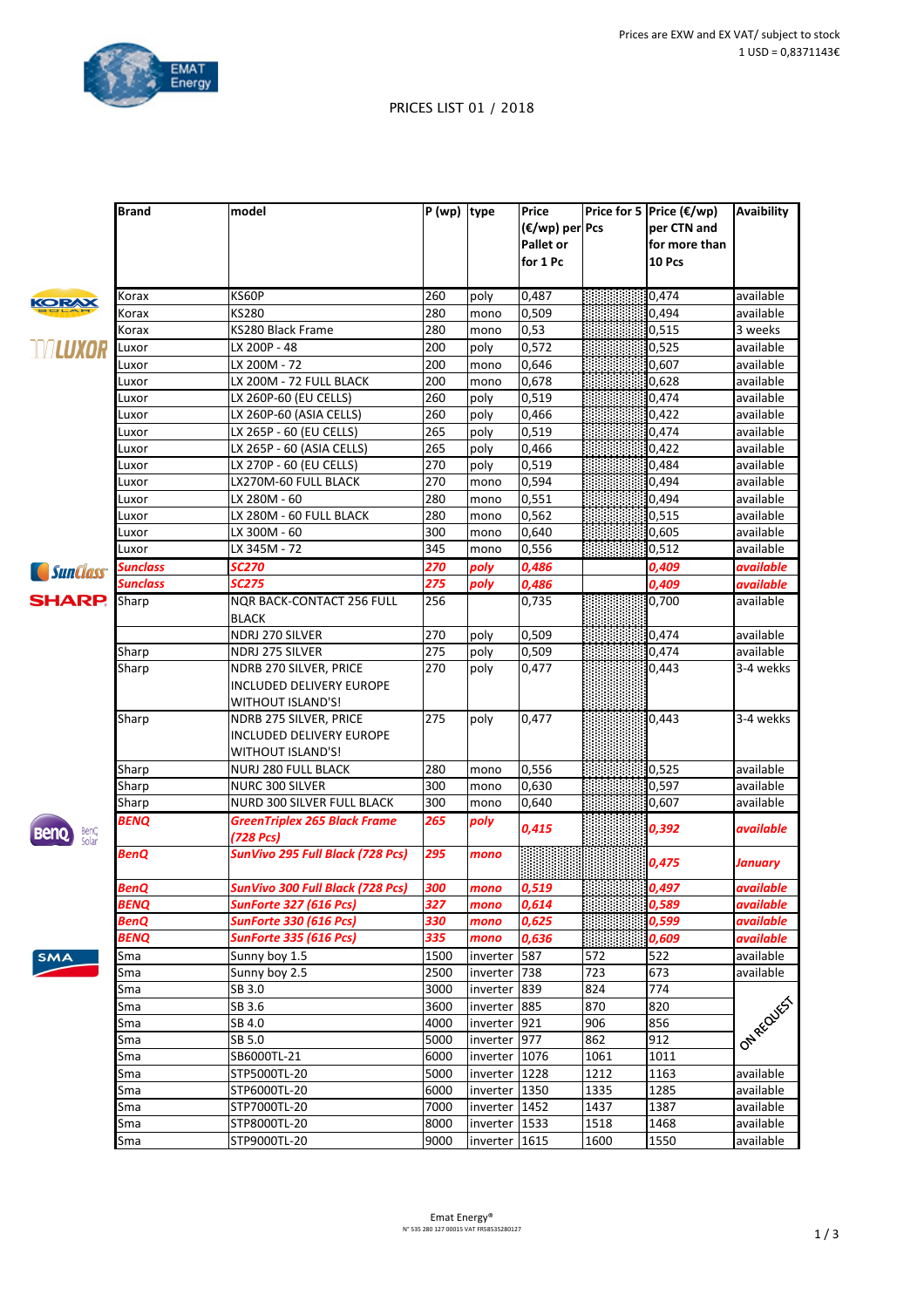Prices are EXW and EX VAT/ subject to stock
1 USD = 0,8371143€

EMAT Energy

# PRICES LIST 01 / 2018

| Brand | model | P (wp) | type | Price (€/wp) per Pallet or for 1 Pc | Price for 5 Pcs | Price (€/wp) per CTN and for more than 10 Pcs | Avaibility |
|---|---|---|---|---|---|---|---|
| Korax | KS60P | 260 | poly | 0,487 | | 0,474 | available |
| Korax | KS280 | 280 | mono | 0,509 | | 0,494 | available |
| Korax | KS280 Black Frame | 280 | mono | 0,53 | | 0,515 | 3 weeks |
| Luxor | LX 200P - 48 | 200 | poly | 0,572 | | 0,525 | available |
| Luxor | LX 200M - 72 | 200 | mono | 0,646 | | 0,607 | available |
| Luxor | LX 200M - 72 FULL BLACK | 200 | mono | 0,678 | | 0,628 | available |
| Luxor | LX 260P-60 (EU CELLS) | 260 | poly | 0,519 | | 0,474 | available |
| Luxor | LX 260P-60 (ASIA CELLS) | 260 | poly | 0,466 | | 0,422 | available |
| Luxor | LX 265P - 60 (EU CELLS) | 265 | poly | 0,519 | | 0,474 | available |
| Luxor | LX 265P - 60 (ASIA CELLS) | 265 | poly | 0,466 | | 0,422 | available |
| Luxor | LX 270P - 60 (EU CELLS) | 270 | poly | 0,519 | | 0,484 | available |
| Luxor | LX270M-60 FULL BLACK | 270 | mono | 0,594 | | 0,494 | available |
| Luxor | LX 280M - 60 | 280 | mono | 0,551 | | 0,494 | available |
| Luxor | LX 280M - 60 FULL BLACK | 280 | mono | 0,562 | | 0,515 | available |
| Luxor | LX 300M - 60 | 300 | mono | 0,640 | | 0,605 | available |
| Luxor | LX 345M - 72 | 345 | mono | 0,556 | | 0,512 | available |
| ***Sunclass*** | ***SC270*** | ***270*** | ***poly*** | ***0,486*** | | ***0,409*** | ***available*** |
| ***Sunclass*** | ***SC275*** | ***275*** | ***poly*** | ***0,486*** | | ***0,409*** | ***available*** |
| Sharp | NQR BACK-CONTACT 256 FULL BLACK | 256 | | 0,735 | | 0,700 | available |
| | NDRJ 270 SILVER | 270 | poly | 0,509 | | 0,474 | available |
| Sharp | NDRJ 275 SILVER | 275 | poly | 0,509 | | 0,474 | available |
| Sharp | NDRB 270 SILVER, PRICE INCLUDED DELIVERY EUROPE WITHOUT ISLAND'S! | 270 | poly | 0,477 | | 0,443 | 3-4 wekks |
| Sharp | NDRB 275 SILVER, PRICE INCLUDED DELIVERY EUROPE WITHOUT ISLAND'S! | 275 | poly | 0,477 | | 0,443 | 3-4 wekks |
| Sharp | NURJ 280 FULL BLACK | 280 | mono | 0,556 | | 0,525 | available |
| Sharp | NURC 300 SILVER | 300 | mono | 0,630 | | 0,597 | available |
| Sharp | NURD 300 SILVER FULL BLACK | 300 | mono | 0,640 | | 0,607 | available |
| ***BENQ*** | ***GreenTriplex 265 Black Frame (728 Pcs)*** | ***265*** | ***poly*** | ***0,415*** | | ***0,392*** | ***available*** |
| ***BenQ*** | ***SunVivo 295 Full Black (728 Pcs)*** | ***295*** | ***mono*** | | | ***0,475*** | ***January*** |
| ***BenQ*** | ***SunVivo 300 Full Black (728 Pcs)*** | ***300*** | ***mono*** | ***0,519*** | | ***0,497*** | ***available*** |
| ***BENQ*** | ***SunForte 327 (616 Pcs)*** | ***327*** | ***mono*** | ***0,614*** | | ***0,589*** | ***available*** |
| ***BenQ*** | ***SunForte 330 (616 Pcs)*** | ***330*** | ***mono*** | ***0,625*** | | ***0,599*** | ***available*** |
| ***BENQ*** | ***SunForte 335 (616 Pcs)*** | ***335*** | ***mono*** | ***0,636*** | | ***0,609*** | ***available*** |
| Sma | Sunny boy 1.5 | 1500 | inverter | 587 | 572 | 522 | available |
| Sma | Sunny boy 2.5 | 2500 | inverter | 738 | 723 | 673 | available |
| Sma | SB 3.0 | 3000 | inverter | 839 | 824 | 774 | ON REQUEST |
| Sma | SB 3.6 | 3600 | inverter | 885 | 870 | 820 | ON REQUEST |
| Sma | SB 4.0 | 4000 | inverter | 921 | 906 | 856 | ON REQUEST |
| Sma | SB 5.0 | 5000 | inverter | 977 | 862 | 912 | ON REQUEST |
| Sma | SB6000TL-21 | 6000 | inverter | 1076 | 1061 | 1011 | ON REQUEST |
| Sma | STP5000TL-20 | 5000 | inverter | 1228 | 1212 | 1163 | available |
| Sma | STP6000TL-20 | 6000 | inverter | 1350 | 1335 | 1285 | available |
| Sma | STP7000TL-20 | 7000 | inverter | 1452 | 1437 | 1387 | available |
| Sma | STP8000TL-20 | 8000 | inverter | 1533 | 1518 | 1468 | available |
| Sma | STP9000TL-20 | 9000 | inverter | 1615 | 1600 | 1550 | available |

Emat Energy®
N° 535 280 127 00015 VAT FR58535280127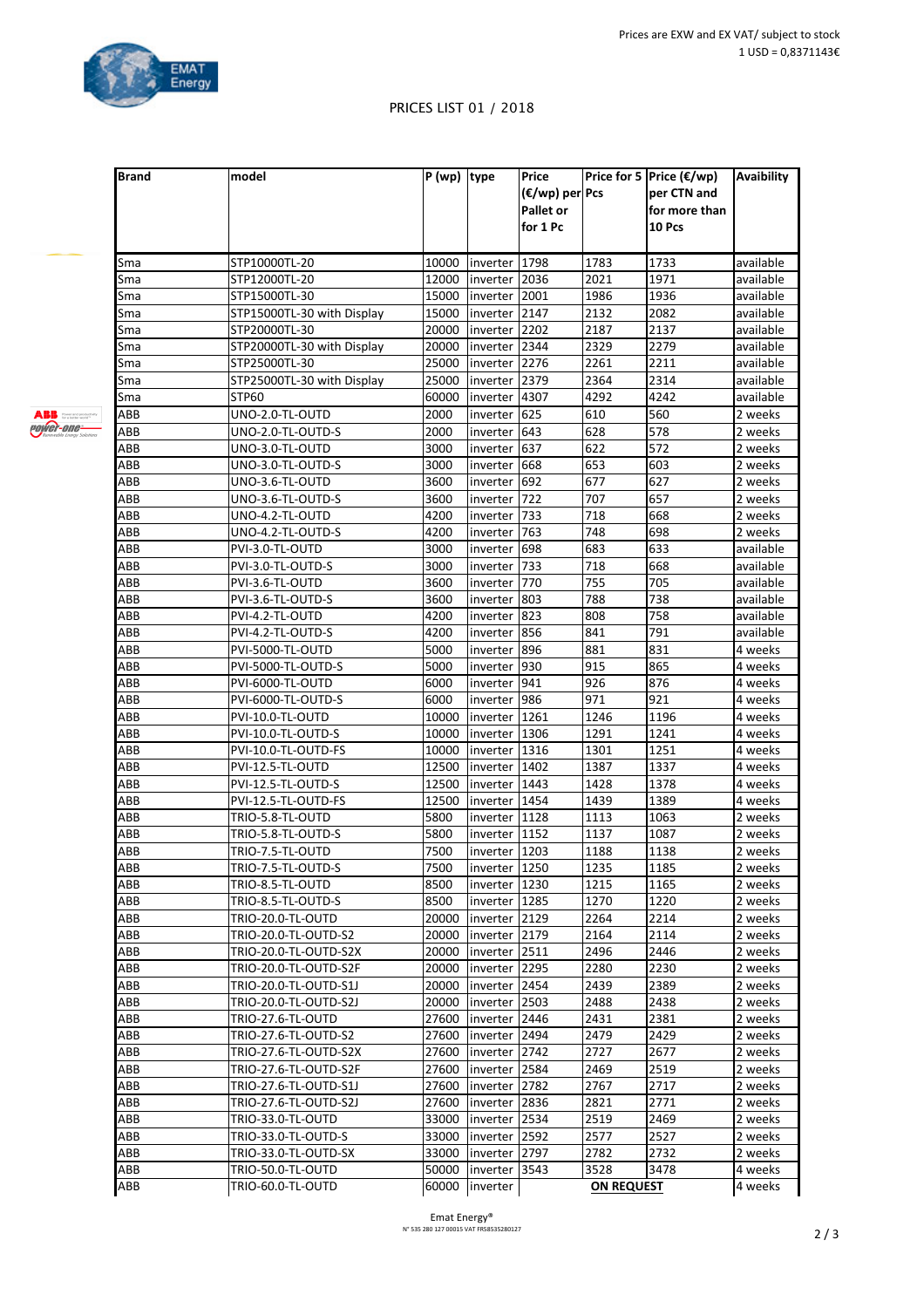Prices are EXW and EX VAT/ subject to stock
1 USD = 0,8371143€

PRICES LIST 01 / 2018

| Brand | model | P (wp) | type | Price (€/wp) per Pallet or for 1 Pc | Price for 5 Pcs | Price (€/wp) per CTN and for more than 10 Pcs | Avaibility |
|---|---|---|---|---|---|---|---|
| Sma | STP10000TL-20 | 10000 | inverter | 1798 | 1783 | 1733 | available |
| Sma | STP12000TL-20 | 12000 | inverter | 2036 | 2021 | 1971 | available |
| Sma | STP15000TL-30 | 15000 | inverter | 2001 | 1986 | 1936 | available |
| Sma | STP15000TL-30 with Display | 15000 | inverter | 2147 | 2132 | 2082 | available |
| Sma | STP20000TL-30 | 20000 | inverter | 2202 | 2187 | 2137 | available |
| Sma | STP20000TL-30 with Display | 20000 | inverter | 2344 | 2329 | 2279 | available |
| Sma | STP25000TL-30 | 25000 | inverter | 2276 | 2261 | 2211 | available |
| Sma | STP25000TL-30 with Display | 25000 | inverter | 2379 | 2364 | 2314 | available |
| Sma | STP60 | 60000 | inverter | 4307 | 4292 | 4242 | available |
| ABB | UNO-2.0-TL-OUTD | 2000 | inverter | 625 | 610 | 560 | 2 weeks |
| ABB | UNO-2.0-TL-OUTD-S | 2000 | inverter | 643 | 628 | 578 | 2 weeks |
| ABB | UNO-3.0-TL-OUTD | 3000 | inverter | 637 | 622 | 572 | 2 weeks |
| ABB | UNO-3.0-TL-OUTD-S | 3000 | inverter | 668 | 653 | 603 | 2 weeks |
| ABB | UNO-3.6-TL-OUTD | 3600 | inverter | 692 | 677 | 627 | 2 weeks |
| ABB | UNO-3.6-TL-OUTD-S | 3600 | inverter | 722 | 707 | 657 | 2 weeks |
| ABB | UNO-4.2-TL-OUTD | 4200 | inverter | 733 | 718 | 668 | 2 weeks |
| ABB | UNO-4.2-TL-OUTD-S | 4200 | inverter | 763 | 748 | 698 | 2 weeks |
| ABB | PVI-3.0-TL-OUTD | 3000 | inverter | 698 | 683 | 633 | available |
| ABB | PVI-3.0-TL-OUTD-S | 3000 | inverter | 733 | 718 | 668 | available |
| ABB | PVI-3.6-TL-OUTD | 3600 | inverter | 770 | 755 | 705 | available |
| ABB | PVI-3.6-TL-OUTD-S | 3600 | inverter | 803 | 788 | 738 | available |
| ABB | PVI-4.2-TL-OUTD | 4200 | inverter | 823 | 808 | 758 | available |
| ABB | PVI-4.2-TL-OUTD-S | 4200 | inverter | 856 | 841 | 791 | available |
| ABB | PVI-5000-TL-OUTD | 5000 | inverter | 896 | 881 | 831 | 4 weeks |
| ABB | PVI-5000-TL-OUTD-S | 5000 | inverter | 930 | 915 | 865 | 4 weeks |
| ABB | PVI-6000-TL-OUTD | 6000 | inverter | 941 | 926 | 876 | 4 weeks |
| ABB | PVI-6000-TL-OUTD-S | 6000 | inverter | 986 | 971 | 921 | 4 weeks |
| ABB | PVI-10.0-TL-OUTD | 10000 | inverter | 1261 | 1246 | 1196 | 4 weeks |
| ABB | PVI-10.0-TL-OUTD-S | 10000 | inverter | 1306 | 1291 | 1241 | 4 weeks |
| ABB | PVI-10.0-TL-OUTD-FS | 10000 | inverter | 1316 | 1301 | 1251 | 4 weeks |
| ABB | PVI-12.5-TL-OUTD | 12500 | inverter | 1402 | 1387 | 1337 | 4 weeks |
| ABB | PVI-12.5-TL-OUTD-S | 12500 | inverter | 1443 | 1428 | 1378 | 4 weeks |
| ABB | PVI-12.5-TL-OUTD-FS | 12500 | inverter | 1454 | 1439 | 1389 | 4 weeks |
| ABB | TRIO-5.8-TL-OUTD | 5800 | inverter | 1128 | 1113 | 1063 | 2 weeks |
| ABB | TRIO-5.8-TL-OUTD-S | 5800 | inverter | 1152 | 1137 | 1087 | 2 weeks |
| ABB | TRIO-7.5-TL-OUTD | 7500 | inverter | 1203 | 1188 | 1138 | 2 weeks |
| ABB | TRIO-7.5-TL-OUTD-S | 7500 | inverter | 1250 | 1235 | 1185 | 2 weeks |
| ABB | TRIO-8.5-TL-OUTD | 8500 | inverter | 1230 | 1215 | 1165 | 2 weeks |
| ABB | TRIO-8.5-TL-OUTD-S | 8500 | inverter | 1285 | 1270 | 1220 | 2 weeks |
| ABB | TRIO-20.0-TL-OUTD | 20000 | inverter | 2129 | 2264 | 2214 | 2 weeks |
| ABB | TRIO-20.0-TL-OUTD-S2 | 20000 | inverter | 2179 | 2164 | 2114 | 2 weeks |
| ABB | TRIO-20.0-TL-OUTD-S2X | 20000 | inverter | 2511 | 2496 | 2446 | 2 weeks |
| ABB | TRIO-20.0-TL-OUTD-S2F | 20000 | inverter | 2295 | 2280 | 2230 | 2 weeks |
| ABB | TRIO-20.0-TL-OUTD-S1J | 20000 | inverter | 2454 | 2439 | 2389 | 2 weeks |
| ABB | TRIO-20.0-TL-OUTD-S2J | 20000 | inverter | 2503 | 2488 | 2438 | 2 weeks |
| ABB | TRIO-27.6-TL-OUTD | 27600 | inverter | 2446 | 2431 | 2381 | 2 weeks |
| ABB | TRIO-27.6-TL-OUTD-S2 | 27600 | inverter | 2494 | 2479 | 2429 | 2 weeks |
| ABB | TRIO-27.6-TL-OUTD-S2X | 27600 | inverter | 2742 | 2727 | 2677 | 2 weeks |
| ABB | TRIO-27.6-TL-OUTD-S2F | 27600 | inverter | 2584 | 2469 | 2519 | 2 weeks |
| ABB | TRIO-27.6-TL-OUTD-S1J | 27600 | inverter | 2782 | 2767 | 2717 | 2 weeks |
| ABB | TRIO-27.6-TL-OUTD-S2J | 27600 | inverter | 2836 | 2821 | 2771 | 2 weeks |
| ABB | TRIO-33.0-TL-OUTD | 33000 | inverter | 2534 | 2519 | 2469 | 2 weeks |
| ABB | TRIO-33.0-TL-OUTD-S | 33000 | inverter | 2592 | 2577 | 2527 | 2 weeks |
| ABB | TRIO-33.0-TL-OUTD-SX | 33000 | inverter | 2797 | 2782 | 2732 | 2 weeks |
| ABB | TRIO-50.0-TL-OUTD | 50000 | inverter | 3543 | 3528 | 3478 | 4 weeks |
| ABB | TRIO-60.0-TL-OUTD | 60000 | inverter | | **ON REQUEST** | | 4 weeks |

Emat Energy®
N° 535 280 127 00015 VAT FR58535280127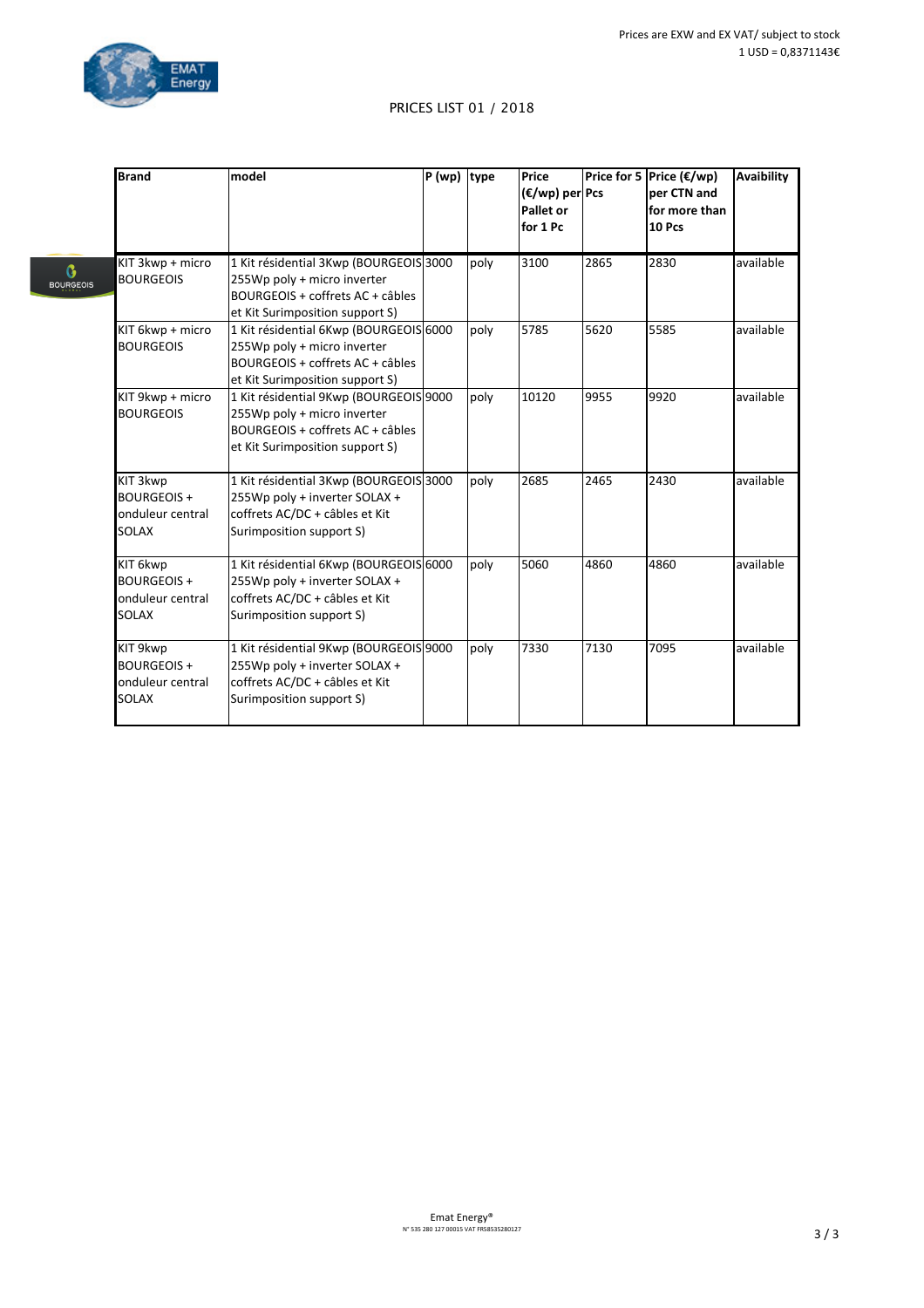Prices are EXW and EX VAT/ subject to stock
1 USD = 0,8371143€

PRICES LIST 01 / 2018

| Brand | model | P (wp) | type | Price (€/wp) per Pallet or for 1 Pc | Price for 5 Pcs | Price (€/wp) per CTN and for more than 10 Pcs | Avaibility |
|---|---|---|---|---|---|---|---|
| KIT 3kwp + micro BOURGEOIS | 1 Kit résidential 3Kwp (BOURGEOIS 255Wp poly + micro inverter BOURGEOIS + coffrets AC + câbles et Kit Surimposition support S) | 3000 | poly | 3100 | 2865 | 2830 | available |
| KIT 6kwp + micro BOURGEOIS | 1 Kit résidential 6Kwp (BOURGEOIS 255Wp poly + micro inverter BOURGEOIS + coffrets AC + câbles et Kit Surimposition support S) | 6000 | poly | 5785 | 5620 | 5585 | available |
| KIT 9kwp + micro BOURGEOIS | 1 Kit résidential 9Kwp (BOURGEOIS 255Wp poly + micro inverter BOURGEOIS + coffrets AC + câbles et Kit Surimposition support S) | 9000 | poly | 10120 | 9955 | 9920 | available |
| KIT 3kwp BOURGEOIS + onduleur central SOLAX | 1 Kit résidential 3Kwp (BOURGEOIS 255Wp poly + inverter SOLAX + coffrets AC/DC + câbles et Kit Surimposition support S) | 3000 | poly | 2685 | 2465 | 2430 | available |
| KIT 6kwp BOURGEOIS + onduleur central SOLAX | 1 Kit résidential 6Kwp (BOURGEOIS 255Wp poly + inverter SOLAX + coffrets AC/DC + câbles et Kit Surimposition support S) | 6000 | poly | 5060 | 4860 | 4860 | available |
| KIT 9kwp BOURGEOIS + onduleur central SOLAX | 1 Kit résidential 9Kwp (BOURGEOIS 255Wp poly + inverter SOLAX + coffrets AC/DC + câbles et Kit Surimposition support S) | 9000 | poly | 7330 | 7130 | 7095 | available |

Emat Energy®
N° 535 280 127 00015 VAT FR58535280127